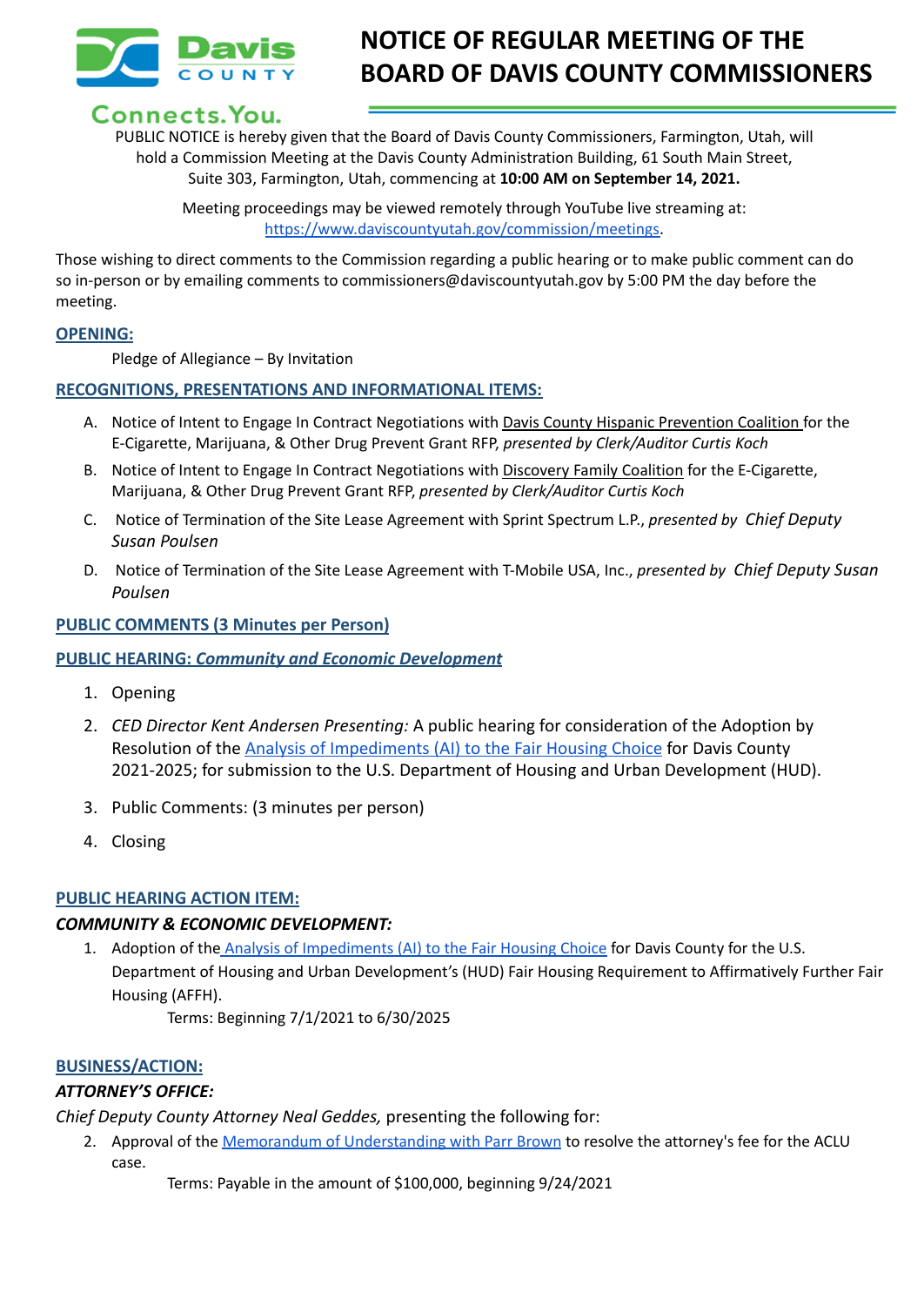# NOTICE OF REGULAR MEETING OF THE BOARD OF DAVIS COUNTY COMMISSIONERS

Davis COUNTY

Connects.You.

PUBLIC NOTICE is hereby given that the Board of Davis County Commissioners, Farmington, Utah, will hold a Commission Meeting at the Davis County Administration Building, 61 South Main Street, Suite 303, Farmington, Utah, commencing at **10:00 AM on September 14, 2021.**

Meeting proceedings may be viewed remotely through YouTube live streaming at: https://www.daviscountyutah.gov/commission/meetings.

Those wishing to direct comments to the Commission regarding a public hearing or to make public comment can do so in-person or by emailing comments to commissioners@daviscountyutah.gov by 5:00 PM the day before the meeting.

## OPENING:

Pledge of Allegiance – By Invitation

## RECOGNITIONS, PRESENTATIONS AND INFORMATIONAL ITEMS:

A. Notice of Intent to Engage In Contract Negotiations with Davis County Hispanic Prevention Coalition for the E-Cigarette, Marijuana, & Other Drug Prevent Grant RFP, *presented by Clerk/Auditor Curtis Koch*

B. Notice of Intent to Engage In Contract Negotiations with Discovery Family Coalition for the E-Cigarette, Marijuana, & Other Drug Prevent Grant RFP, *presented by Clerk/Auditor Curtis Koch*

C. Notice of Termination of the Site Lease Agreement with Sprint Spectrum L.P., *presented by Chief Deputy Susan Poulsen*

D. Notice of Termination of the Site Lease Agreement with T-Mobile USA, Inc., *presented by Chief Deputy Susan Poulsen*

## PUBLIC COMMENTS (3 Minutes per Person)

## PUBLIC HEARING: *Community and Economic Development*

1. Opening
2. *CED Director Kent Andersen Presenting:* A public hearing for consideration of the Adoption by Resolution of the Analysis of Impediments (AI) to the Fair Housing Choice for Davis County 2021-2025; for submission to the U.S. Department of Housing and Urban Development (HUD).
3. Public Comments: (3 minutes per person)
4. Closing

## PUBLIC HEARING ACTION ITEM:

### *COMMUNITY & ECONOMIC DEVELOPMENT:*

1. Adoption of the Analysis of Impediments (AI) to the Fair Housing Choice for Davis County for the U.S. Department of Housing and Urban Development's (HUD) Fair Housing Requirement to Affirmatively Further Fair Housing (AFFH).

   Terms: Beginning 7/1/2021 to 6/30/2025

## BUSINESS/ACTION:

### *ATTORNEY'S OFFICE:*

*Chief Deputy County Attorney Neal Geddes,* presenting the following for:

2. Approval of the Memorandum of Understanding with Parr Brown to resolve the attorney's fee for the ACLU case.

   Terms: Payable in the amount of $100,000, beginning 9/24/2021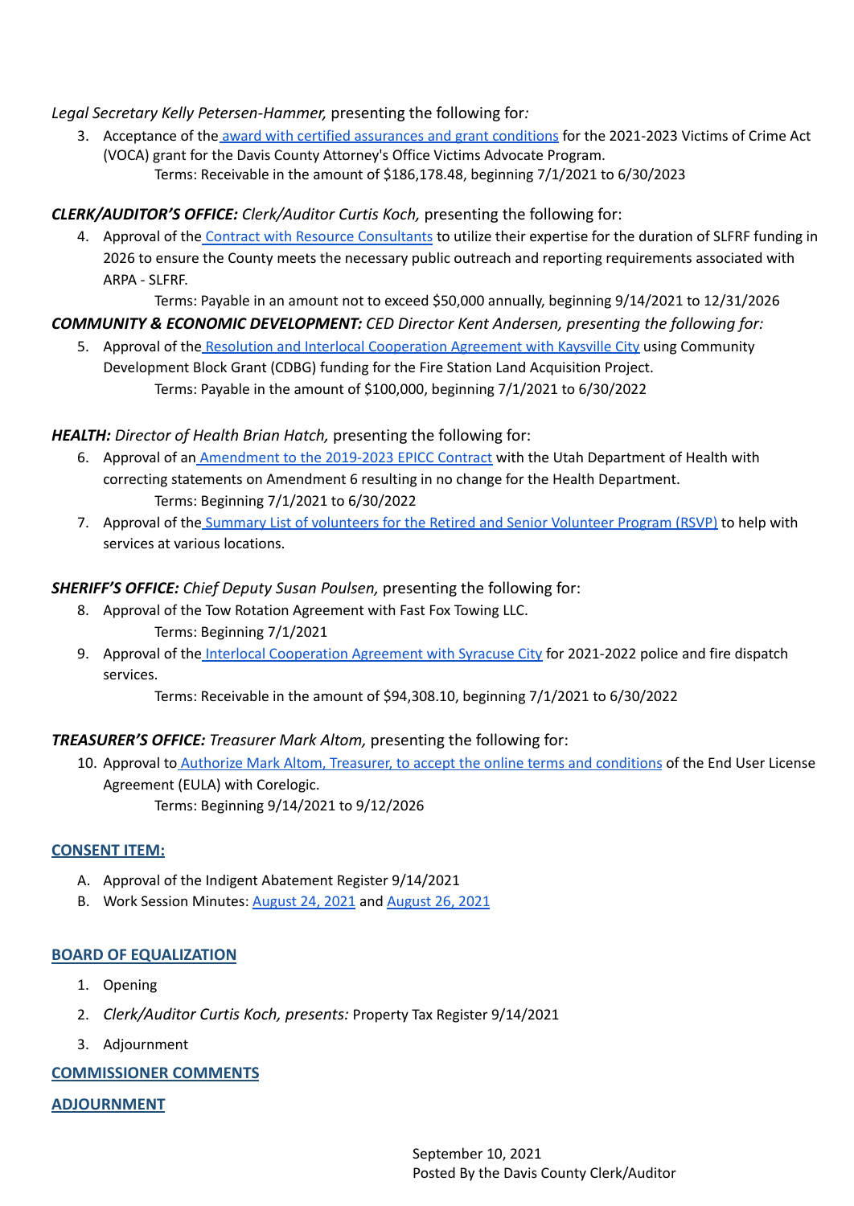*Legal Secretary Kelly Petersen-Hammer,* presenting the following for*:*

3. Acceptance of the award with certified assurances and grant conditions for the 2021-2023 Victims of Crime Act (VOCA) grant for the Davis County Attorney's Office Victims Advocate Program.
   Terms: Receivable in the amount of $186,178.48, beginning 7/1/2021 to 6/30/2023

***CLERK/AUDITOR'S OFFICE:*** *Clerk/Auditor Curtis Koch,* presenting the following for:

4. Approval of the Contract with Resource Consultants to utilize their expertise for the duration of SLFRF funding in 2026 to ensure the County meets the necessary public outreach and reporting requirements associated with ARPA - SLFRF.
   Terms: Payable in an amount not to exceed $50,000 annually, beginning 9/14/2021 to 12/31/2026

***COMMUNITY & ECONOMIC DEVELOPMENT:*** *CED Director Kent Andersen, presenting the following for:*

5. Approval of the Resolution and Interlocal Cooperation Agreement with Kaysville City using Community Development Block Grant (CDBG) funding for the Fire Station Land Acquisition Project.
   Terms: Payable in the amount of $100,000, beginning 7/1/2021 to 6/30/2022

***HEALTH:*** *Director of Health Brian Hatch,* presenting the following for:

6. Approval of an Amendment to the 2019-2023 EPICC Contract with the Utah Department of Health with correcting statements on Amendment 6 resulting in no change for the Health Department.
   Terms: Beginning 7/1/2021 to 6/30/2022
7. Approval of the Summary List of volunteers for the Retired and Senior Volunteer Program (RSVP) to help with services at various locations.

***SHERIFF'S OFFICE:*** *Chief Deputy Susan Poulsen,* presenting the following for:

8. Approval of the Tow Rotation Agreement with Fast Fox Towing LLC.
   Terms: Beginning 7/1/2021
9. Approval of the Interlocal Cooperation Agreement with Syracuse City for 2021-2022 police and fire dispatch services.
   Terms: Receivable in the amount of $94,308.10, beginning 7/1/2021 to 6/30/2022

***TREASURER'S OFFICE:*** *Treasurer Mark Altom,* presenting the following for:

10. Approval to Authorize Mark Altom, Treasurer, to accept the online terms and conditions of the End User License Agreement (EULA) with Corelogic.
    Terms: Beginning 9/14/2021 to 9/12/2026

## CONSENT ITEM:

A. Approval of the Indigent Abatement Register 9/14/2021
B. Work Session Minutes: August 24, 2021 and August 26, 2021

## BOARD OF EQUALIZATION

1. Opening
2. *Clerk/Auditor Curtis Koch, presents:* Property Tax Register 9/14/2021
3. Adjournment

## COMMISSIONER COMMENTS

## ADJOURNMENT

September 10, 2021
Posted By the Davis County Clerk/Auditor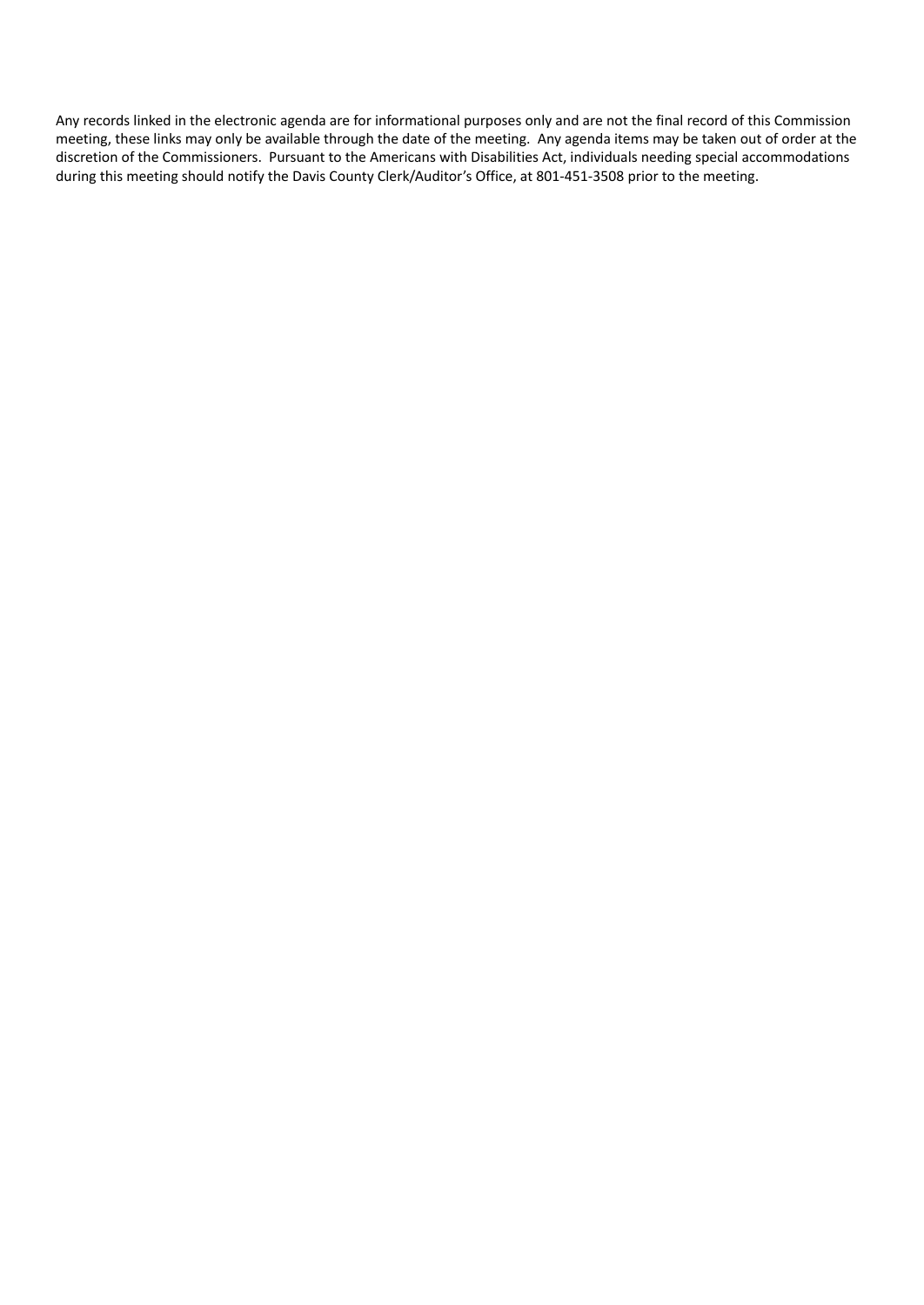Any records linked in the electronic agenda are for informational purposes only and are not the final record of this Commission meeting, these links may only be available through the date of the meeting. Any agenda items may be taken out of order at the discretion of the Commissioners. Pursuant to the Americans with Disabilities Act, individuals needing special accommodations during this meeting should notify the Davis County Clerk/Auditor's Office, at 801-451-3508 prior to the meeting.